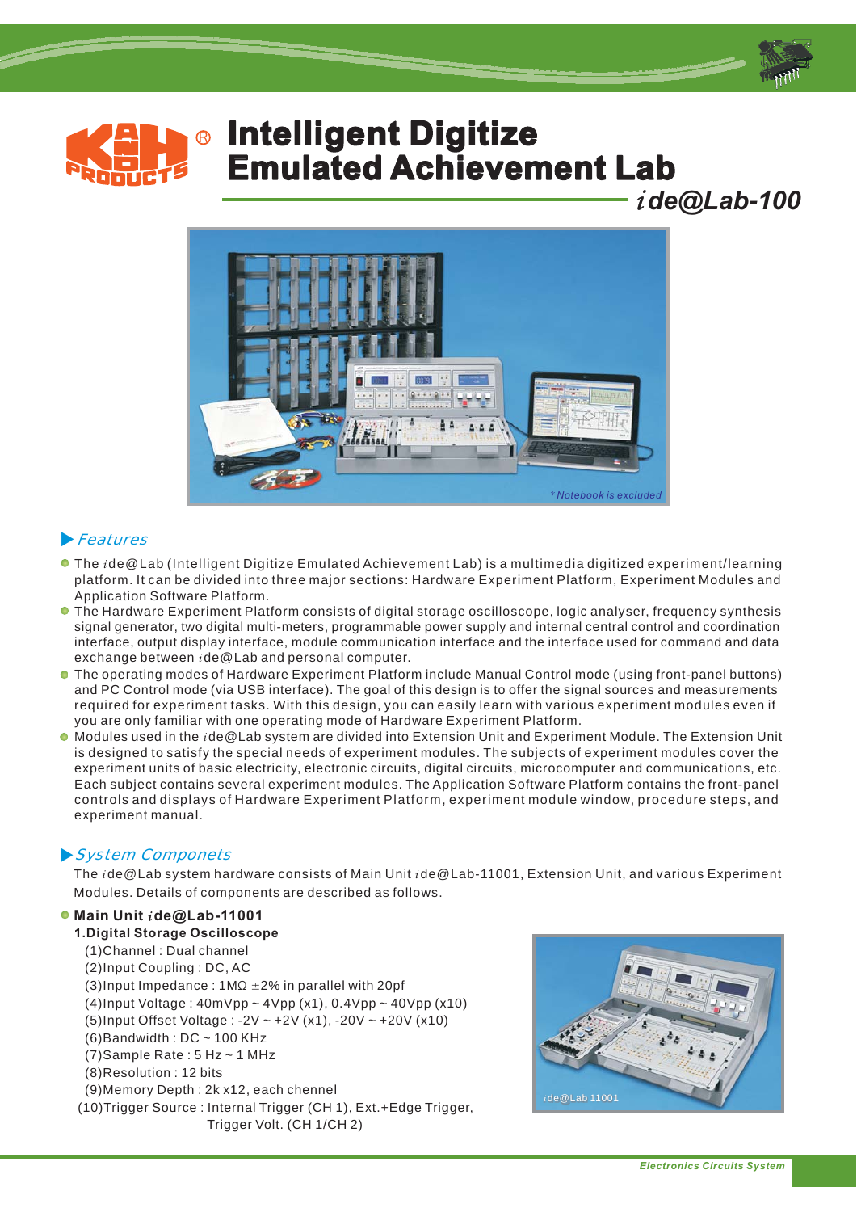# Intelligent Digitize Emulated Achievement Lab

## *i*de@Lab-100

*Notebook is excluded

### Features

- The *i*de@Lab (Intelligent Digitize Emulated Achievement Lab) is a multimedia digitized experiment/learning platform. It can be divided into three major sections: Hardware Experiment Platform, Experiment Modules and Application Software Platform.
- The Hardware Experiment Platform consists of digital storage oscilloscope, logic analyser, frequency synthesis signal generator, two digital multi-meters, programmable power supply and internal central control and coordination interface, output display interface, module communication interface and the interface used for command and data exchange between *i*de@Lab and personal computer.
- The operating modes of Hardware Experiment Platform include Manual Control mode (using front-panel buttons) and PC Control mode (via USB interface). The goal of this design is to offer the signal sources and measurements required for experiment tasks. With this design, you can easily learn with various experiment modules even if you are only familiar with one operating mode of Hardware Experiment Platform.
- Modules used in the *i*de@Lab system are divided into Extension Unit and Experiment Module. The Extension Unit is designed to satisfy the special needs of experiment modules. The subjects of experiment modules cover the experiment units of basic electricity, electronic circuits, digital circuits, microcomputer and communications, etc. Each subject contains several experiment modules. The Application Software Platform contains the front-panel controls and displays of Hardware Experiment Platform, experiment module window, procedure steps, and experiment manual.

### System Componets

The *i*de@Lab system hardware consists of Main Unit *i*de@Lab-11001, Extension Unit, and various Experiment Modules. Details of components are described as follows.

- **Main Unit *i*de@Lab-11001**

**1.Digital Storage Oscilloscope**

(1)Channel : Dual channel
(2)Input Coupling : DC, AC
(3)Input Impedance : 1MΩ ±2% in parallel with 20pf
(4)Input Voltage : 40mVpp ~ 4Vpp (x1), 0.4Vpp ~ 40Vpp (x10)
(5)Input Offset Voltage : -2V ~ +2V (x1), -20V ~ +20V (x10)
(6)Bandwidth : DC ~ 100 KHz
(7)Sample Rate : 5 Hz ~ 1 MHz
(8)Resolution : 12 bits
(9)Memory Depth : 2k x12, each chennel
(10)Trigger Source : Internal Trigger (CH 1), Ext.+Edge Trigger, Trigger Volt. (CH 1/CH 2)

*i*de@Lab 11001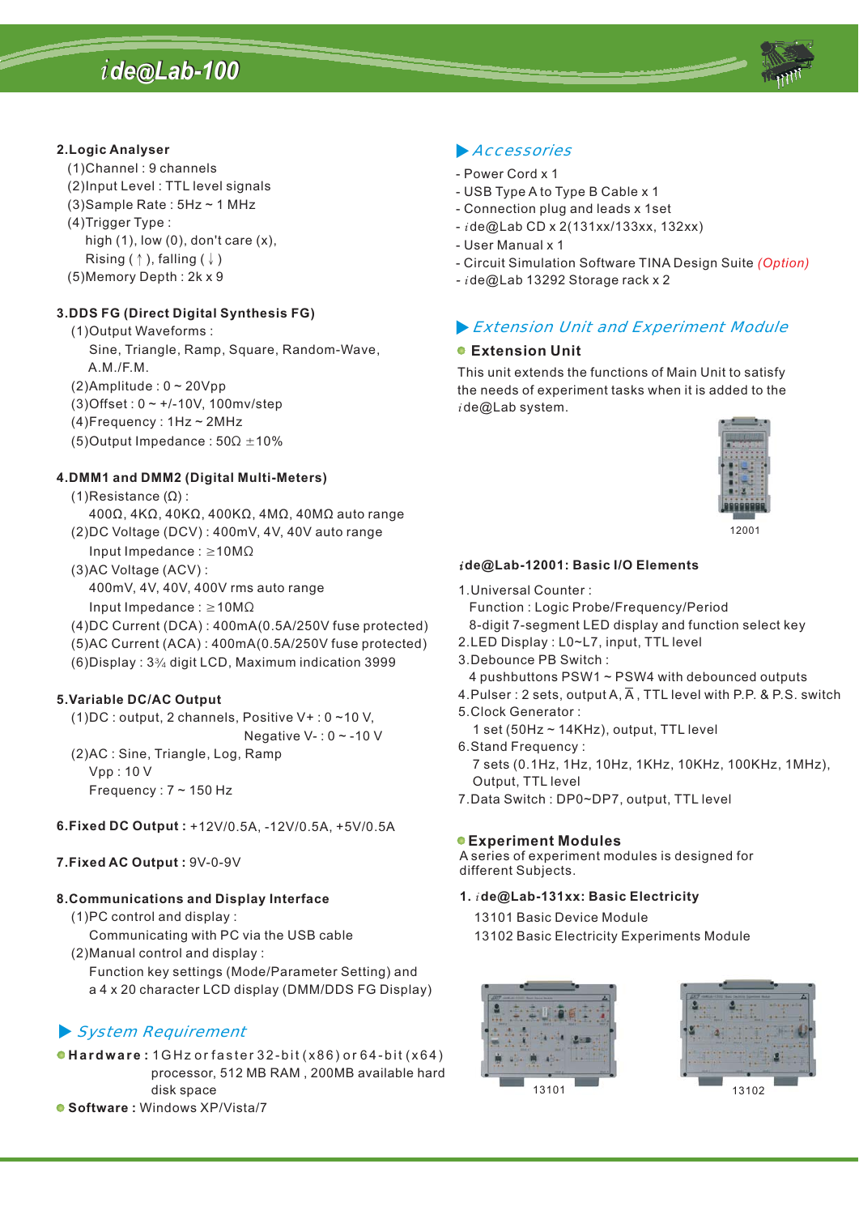**2.Logic Analyser**

(1)Channel : 9 channels
(2)Input Level : TTL level signals
(3)Sample Rate : 5Hz ~ 1 MHz
(4)Trigger Type :
high (1), low (0), don't care (x),
Rising ( ↑ ), falling ( ↓ )
(5)Memory Depth : 2k x 9

**3.DDS FG (Direct Digital Synthesis FG)**

(1)Output Waveforms :
Sine, Triangle, Ramp, Square, Random-Wave, A.M./F.M.
(2)Amplitude : 0 ~ 20Vpp
(3)Offset : 0 ~ +/-10V, 100mv/step
(4)Frequency : 1Hz ~ 2MHz
(5)Output Impedance : 50Ω ±10%

**4.DMM1 and DMM2 (Digital Multi-Meters)**

(1)Resistance (Ω) :
400Ω, 4KΩ, 40KΩ, 400KΩ, 4MΩ, 40MΩ auto range
(2)DC Voltage (DCV) : 400mV, 4V, 40V auto range
Input Impedance : ≥10MΩ
(3)AC Voltage (ACV) :
400mV, 4V, 40V, 400V rms auto range
Input Impedance : ≥10MΩ
(4)DC Current (DCA) : 400mA(0.5A/250V fuse protected)
(5)AC Current (ACA) : 400mA(0.5A/250V fuse protected)
(6)Display : 3¾ digit LCD, Maximum indication 3999

**5.Variable DC/AC Output**

(1)DC : output, 2 channels, Positive V+ : 0 ~10 V,
Negative V- : 0 ~ -10 V
(2)AC : Sine, Triangle, Log, Ramp
Vpp : 10 V
Frequency : 7 ~ 150 Hz

**6.Fixed DC Output :** +12V/0.5A, -12V/0.5A, +5V/0.5A

**7.Fixed AC Output :** 9V-0-9V

**8.Communications and Display Interface**

(1)PC control and display :
Communicating with PC via the USB cable
(2)Manual control and display :
Function key settings (Mode/Parameter Setting) and a 4 x 20 character LCD display (DMM/DDS FG Display)

## *System Requirement*

- **Hardware :** 1GHz or faster 32-bit (x86) or 64-bit (x64) processor, 512 MB RAM , 200MB available hard disk space
- **Software :** Windows XP/Vista/7

## *Accessories*

- Power Cord x 1
- USB Type A to Type B Cable x 1
- Connection plug and leads x 1set
- *i*de@Lab CD x 2(131xx/133xx, 132xx)
- User Manual x 1
- Circuit Simulation Software TINA Design Suite *(Option)*
- *i*de@Lab 13292 Storage rack x 2

## *Extension Unit and Experiment Module*

### Extension Unit

This unit extends the functions of Main Unit to satisfy the needs of experiment tasks when it is added to the *i*de@Lab system.

12001

**ide@Lab-12001: Basic I/O Elements**

1.Universal Counter :
Function : Logic Probe/Frequency/Period
8-digit 7-segment LED display and function select key
2.LED Display : L0~L7, input, TTL level
3.Debounce PB Switch :
4 pushbuttons PSW1 ~ PSW4 with debounced outputs
4.Pulser : 2 sets, output A, $\overline{A}$ , TTL level with P.P. & P.S. switch
5.Clock Generator :
1 set (50Hz ~ 14KHz), output, TTL level
6.Stand Frequency :
7 sets (0.1Hz, 1Hz, 10Hz, 1KHz, 10KHz, 100KHz, 1MHz), Output, TTL level
7.Data Switch : DP0~DP7, output, TTL level

### Experiment Modules

A series of experiment modules is designed for different Subjects.

**1. *i*de@Lab-131xx: Basic Electricity**

13101 Basic Device Module
13102 Basic Electricity Experiments Module

13101

13102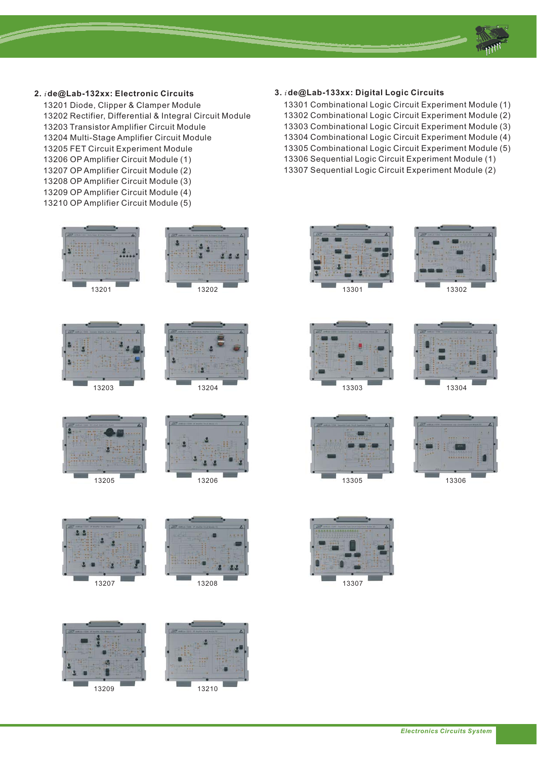## 2. *i*de@Lab-132xx: Electronic Circuits

13201 Diode, Clipper & Clamper Module
13202 Rectifier, Differential & Integral Circuit Module
13203 Transistor Amplifier Circuit Module
13204 Multi-Stage Amplifier Circuit Module
13205 FET Circuit Experiment Module
13206 OP Amplifier Circuit Module (1)
13207 OP Amplifier Circuit Module (2)
13208 OP Amplifier Circuit Module (3)
13209 OP Amplifier Circuit Module (4)
13210 OP Amplifier Circuit Module (5)

13201

13202

13203

13204

13205

13206

13207

13208

13209

13210

## 3. *i*de@Lab-133xx: Digital Logic Circuits

13301 Combinational Logic Circuit Experiment Module (1)
13302 Combinational Logic Circuit Experiment Module (2)
13303 Combinational Logic Circuit Experiment Module (3)
13304 Combinational Logic Circuit Experiment Module (4)
13305 Combinational Logic Circuit Experiment Module (5)
13306 Sequential Logic Circuit Experiment Module (1)
13307 Sequential Logic Circuit Experiment Module (2)

13301

13302

13303

13304

13305

13306

13307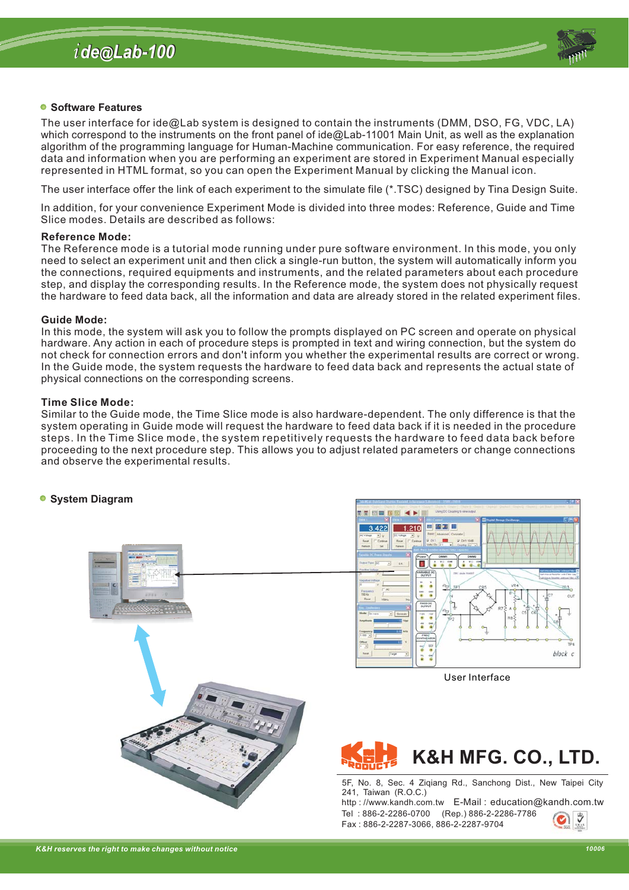## Software Features

The user interface for ide@Lab system is designed to contain the instruments (DMM, DSO, FG, VDC, LA) which correspond to the instruments on the front panel of ide@Lab-11001 Main Unit, as well as the explanation algorithm of the programming language for Human-Machine communication. For easy reference, the required data and information when you are performing an experiment are stored in Experiment Manual especially represented in HTML format, so you can open the Experiment Manual by clicking the Manual icon.

The user interface offer the link of each experiment to the simulate file (*.TSC) designed by Tina Design Suite.

In addition, for your convenience Experiment Mode is divided into three modes: Reference, Guide and Time Slice modes. Details are described as follows:

**Reference Mode:**
The Reference mode is a tutorial mode running under pure software environment. In this mode, you only need to select an experiment unit and then click a single-run button, the system will automatically inform you the connections, required equipments and instruments, and the related parameters about each procedure step, and display the corresponding results. In the Reference mode, the system does not physically request the hardware to feed data back, all the information and data are already stored in the related experiment files.

**Guide Mode:**
In this mode, the system will ask you to follow the prompts displayed on PC screen and operate on physical hardware. Any action in each of procedure steps is prompted in text and wiring connection, but the system do not check for connection errors and don't inform you whether the experimental results are correct or wrong. In the Guide mode, the system requests the hardware to feed data back and represents the actual state of physical connections on the corresponding screens.

**Time Slice Mode:**
Similar to the Guide mode, the Time Slice mode is also hardware-dependent. The only difference is that the system operating in Guide mode will request the hardware to feed data back if it is needed in the procedure steps. In the Time Slice mode, the system repetitively requests the hardware to feed data back before proceeding to the next procedure step. This allows you to adjust related parameters or change connections and observe the experimental results.

## System Diagram

User Interface

# K&H MFG. CO., LTD.

5F, No. 8, Sec. 4 Ziqiang Rd., Sanchong Dist., New Taipei City 241, Taiwan (R.O.C.)
http : //www.kandh.com.tw E-Mail : education@kandh.com.tw
Tel : 886-2-2286-0700 (Rep.) 886-2-2286-7786
Fax : 886-2-2287-3066, 886-2-2287-9704

*K&H reserves the right to make changes without notice*

10006